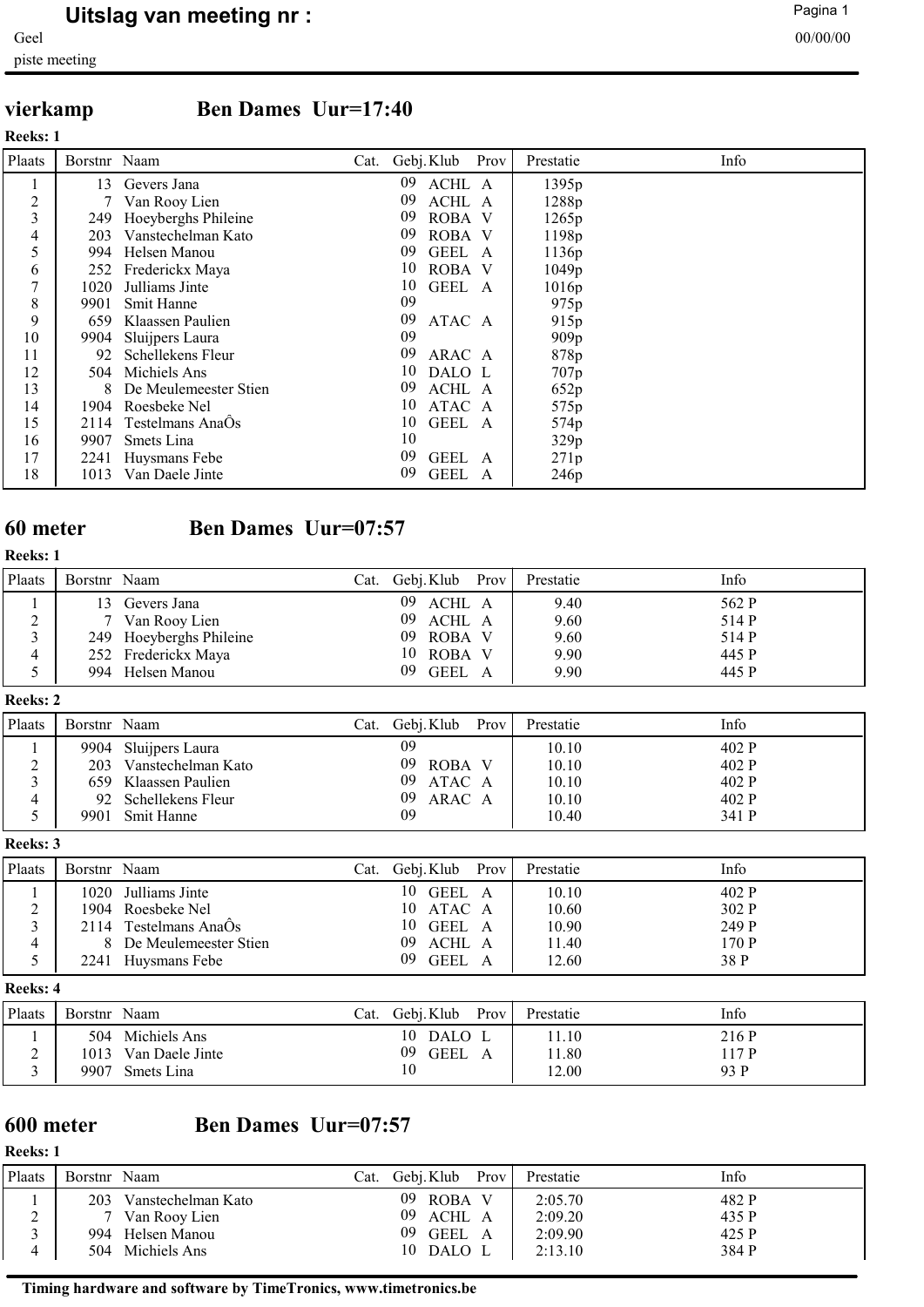# Uitslag van meeting nr :

Geel

piste meeting

00/00/00

## vierkamp Ben Dames Uur=17:40

**Reeks: 1**

| Plaats | Borstnr | Naam | Cat. | Gebj. | Klub | Prov | Prestatie | Info |
|---|---|---|---|---|---|---|---|---|
| 1 | 13 | Gevers Jana | | 09 | ACHL | A | 1395p | |
| 2 | 7 | Van Rooy Lien | | 09 | ACHL | A | 1288p | |
| 3 | 249 | Hoeyberghs Phileine | | 09 | ROBA | V | 1265p | |
| 4 | 203 | Vanstechelman Kato | | 09 | ROBA | V | 1198p | |
| 5 | 994 | Helsen Manou | | 09 | GEEL | A | 1136p | |
| 6 | 252 | Frederickx Maya | | 10 | ROBA | V | 1049p | |
| 7 | 1020 | Julliams Jinte | | 10 | GEEL | A | 1016p | |
| 8 | 9901 | Smit Hanne | | 09 | | | 975p | |
| 9 | 659 | Klaassen Paulien | | 09 | ATAC | A | 915p | |
| 10 | 9904 | Sluijpers Laura | | 09 | | | 909p | |
| 11 | 92 | Schellekens Fleur | | 09 | ARAC | A | 878p | |
| 12 | 504 | Michiels Ans | | 10 | DALO | L | 707p | |
| 13 | 8 | De Meulemeester Stien | | 09 | ACHL | A | 652p | |
| 14 | 1904 | Roesbeke Nel | | 10 | ATAC | A | 575p | |
| 15 | 2114 | Testelmans AnaÔs | | 10 | GEEL | A | 574p | |
| 16 | 9907 | Smets Lina | | 10 | | | 329p | |
| 17 | 2241 | Huysmans Febe | | 09 | GEEL | A | 271p | |
| 18 | 1013 | Van Daele Jinte | | 09 | GEEL | A | 246p | |

## 60 meter Ben Dames Uur=07:57

**Reeks: 1**

| Plaats | Borstnr | Naam | Cat. | Gebj. | Klub | Prov | Prestatie | Info |
|---|---|---|---|---|---|---|---|---|
| 1 | 13 | Gevers Jana | | 09 | ACHL | A | 9.40 | 562 P |
| 2 | 7 | Van Rooy Lien | | 09 | ACHL | A | 9.60 | 514 P |
| 3 | 249 | Hoeyberghs Phileine | | 09 | ROBA | V | 9.60 | 514 P |
| 4 | 252 | Frederickx Maya | | 10 | ROBA | V | 9.90 | 445 P |
| 5 | 994 | Helsen Manou | | 09 | GEEL | A | 9.90 | 445 P |

**Reeks: 2**

| Plaats | Borstnr | Naam | Cat. | Gebj. | Klub | Prov | Prestatie | Info |
|---|---|---|---|---|---|---|---|---|
| 1 | 9904 | Sluijpers Laura | | 09 | | | 10.10 | 402 P |
| 2 | 203 | Vanstechelman Kato | | 09 | ROBA | V | 10.10 | 402 P |
| 3 | 659 | Klaassen Paulien | | 09 | ATAC | A | 10.10 | 402 P |
| 4 | 92 | Schellekens Fleur | | 09 | ARAC | A | 10.10 | 402 P |
| 5 | 9901 | Smit Hanne | | 09 | | | 10.40 | 341 P |

**Reeks: 3**

| Plaats | Borstnr | Naam | Cat. | Gebj. | Klub | Prov | Prestatie | Info |
|---|---|---|---|---|---|---|---|---|
| 1 | 1020 | Julliams Jinte | | 10 | GEEL | A | 10.10 | 402 P |
| 2 | 1904 | Roesbeke Nel | | 10 | ATAC | A | 10.60 | 302 P |
| 3 | 2114 | Testelmans AnaÔs | | 10 | GEEL | A | 10.90 | 249 P |
| 4 | 8 | De Meulemeester Stien | | 09 | ACHL | A | 11.40 | 170 P |
| 5 | 2241 | Huysmans Febe | | 09 | GEEL | A | 12.60 | 38 P |

**Reeks: 4**

| Plaats | Borstnr | Naam | Cat. | Gebj. | Klub | Prov | Prestatie | Info |
|---|---|---|---|---|---|---|---|---|
| 1 | 504 | Michiels Ans | | 10 | DALO | L | 11.10 | 216 P |
| 2 | 1013 | Van Daele Jinte | | 09 | GEEL | A | 11.80 | 117 P |
| 3 | 9907 | Smets Lina | | 10 | | | 12.00 | 93 P |

## 600 meter Ben Dames Uur=07:57

**Reeks: 1**

| Plaats | Borstnr | Naam | Cat. | Gebj. | Klub | Prov | Prestatie | Info |
|---|---|---|---|---|---|---|---|---|
| 1 | 203 | Vanstechelman Kato | | 09 | ROBA | V | 2:05.70 | 482 P |
| 2 | 7 | Van Rooy Lien | | 09 | ACHL | A | 2:09.20 | 435 P |
| 3 | 994 | Helsen Manou | | 09 | GEEL | A | 2:09.90 | 425 P |
| 4 | 504 | Michiels Ans | | 10 | DALO | L | 2:13.10 | 384 P |

Timing hardware and software by TimeTronics, www.timetronics.be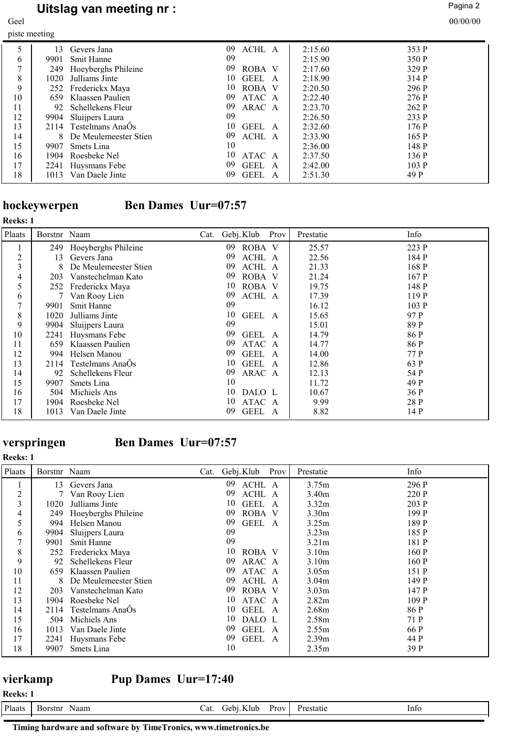| | | | | | | | |
|---|---|---|---|---|---|---|---|
| 5 | 13 | Gevers Jana | 09 | ACHL | A | 2:15.60 | 353 P |
| 6 | 9901 | Smit Hanne | 09 | | | 2:15.90 | 350 P |
| 7 | 249 | Hoeyberghs Phileine | 09 | ROBA | V | 2:17.60 | 329 P |
| 8 | 1020 | Julliams Jinte | 10 | GEEL | A | 2:18.90 | 314 P |
| 9 | 252 | Frederickx Maya | 10 | ROBA | V | 2:20.50 | 296 P |
| 10 | 659 | Klaassen Paulien | 09 | ATAC | A | 2:22.40 | 276 P |
| 11 | 92 | Schellekens Fleur | 09 | ARAC | A | 2:23.70 | 262 P |
| 12 | 9904 | Sluijpers Laura | 09 | | | 2:26.50 | 233 P |
| 13 | 2114 | Testelmans AnaÔs | 10 | GEEL | A | 2:32.60 | 176 P |
| 14 | 8 | De Meulemeester Stien | 09 | ACHL | A | 2:33.90 | 165 P |
| 15 | 9907 | Smets Lina | 10 | | | 2:36.00 | 148 P |
| 16 | 1904 | Roesbeke Nel | 10 | ATAC | A | 2:37.50 | 136 P |
| 17 | 2241 | Huysmans Febe | 09 | GEEL | A | 2:42.00 | 103 P |
| 18 | 1013 | Van Daele Jinte | 09 | GEEL | A | 2:51.30 | 49 P |

## hockeywerpen Ben Dames Uur=07:57

**Reeks: 1**

| Plaats | Borstnr | Naam | Cat. | Gebj. | Klub | Prov | Prestatie | Info |
|---|---|---|---|---|---|---|---|---|
| 1 | 249 | Hoeyberghs Phileine | | 09 | ROBA | V | 25.57 | 223 P |
| 2 | 13 | Gevers Jana | | 09 | ACHL | A | 22.56 | 184 P |
| 3 | 8 | De Meulemeester Stien | | 09 | ACHL | A | 21.33 | 168 P |
| 4 | 203 | Vanstechelman Kato | | 09 | ROBA | V | 21.24 | 167 P |
| 5 | 252 | Frederickx Maya | | 10 | ROBA | V | 19.75 | 148 P |
| 6 | 7 | Van Rooy Lien | | 09 | ACHL | A | 17.39 | 119 P |
| 7 | 9901 | Smit Hanne | | 09 | | | 16.12 | 103 P |
| 8 | 1020 | Julliams Jinte | | 10 | GEEL | A | 15.65 | 97 P |
| 9 | 9904 | Sluijpers Laura | | 09 | | | 15.01 | 89 P |
| 10 | 2241 | Huysmans Febe | | 09 | GEEL | A | 14.79 | 86 P |
| 11 | 659 | Klaassen Paulien | | 09 | ATAC | A | 14.77 | 86 P |
| 12 | 994 | Helsen Manou | | 09 | GEEL | A | 14.00 | 77 P |
| 13 | 2114 | Testelmans AnaÔs | | 10 | GEEL | A | 12.86 | 63 P |
| 14 | 92 | Schellekens Fleur | | 09 | ARAC | A | 12.13 | 54 P |
| 15 | 9907 | Smets Lina | | 10 | | | 11.72 | 49 P |
| 16 | 504 | Michiels Ans | | 10 | DALO | L | 10.67 | 36 P |
| 17 | 1904 | Roesbeke Nel | | 10 | ATAC | A | 9.99 | 28 P |
| 18 | 1013 | Van Daele Jinte | | 09 | GEEL | A | 8.82 | 14 P |

## verspringen Ben Dames Uur=07:57

**Reeks: 1**

| Plaats | Borstnr | Naam | Cat. | Gebj. | Klub | Prov | Prestatie | Info |
|---|---|---|---|---|---|---|---|---|
| 1 | 13 | Gevers Jana | | 09 | ACHL | A | 3.75m | 296 P |
| 2 | 7 | Van Rooy Lien | | 09 | ACHL | A | 3.40m | 220 P |
| 3 | 1020 | Julliams Jinte | | 10 | GEEL | A | 3.32m | 203 P |
| 4 | 249 | Hoeyberghs Phileine | | 09 | ROBA | V | 3.30m | 199 P |
| 5 | 994 | Helsen Manou | | 09 | GEEL | A | 3.25m | 189 P |
| 6 | 9904 | Sluijpers Laura | | 09 | | | 3.23m | 185 P |
| 7 | 9901 | Smit Hanne | | 09 | | | 3.21m | 181 P |
| 8 | 252 | Frederickx Maya | | 10 | ROBA | V | 3.10m | 160 P |
| 9 | 92 | Schellekens Fleur | | 09 | ARAC | A | 3.10m | 160 P |
| 10 | 659 | Klaassen Paulien | | 09 | ATAC | A | 3.05m | 151 P |
| 11 | 8 | De Meulemeester Stien | | 09 | ACHL | A | 3.04m | 149 P |
| 12 | 203 | Vanstechelman Kato | | 09 | ROBA | V | 3.03m | 147 P |
| 13 | 1904 | Roesbeke Nel | | 10 | ATAC | A | 2.82m | 109 P |
| 14 | 2114 | Testelmans AnaÔs | | 10 | GEEL | A | 2.68m | 86 P |
| 15 | 504 | Michiels Ans | | 10 | DALO | L | 2.58m | 71 P |
| 16 | 1013 | Van Daele Jinte | | 09 | GEEL | A | 2.55m | 66 P |
| 17 | 2241 | Huysmans Febe | | 09 | GEEL | A | 2.39m | 44 P |
| 18 | 9907 | Smets Lina | | 10 | | | 2.35m | 39 P |

## vierkamp Pup Dames Uur=17:40

**Reeks: 1**

| Plaats | Borstnr | Naam | Cat. | Gebj. | Klub | Prov | Prestatie | Info |
|---|---|---|---|---|---|---|---|---|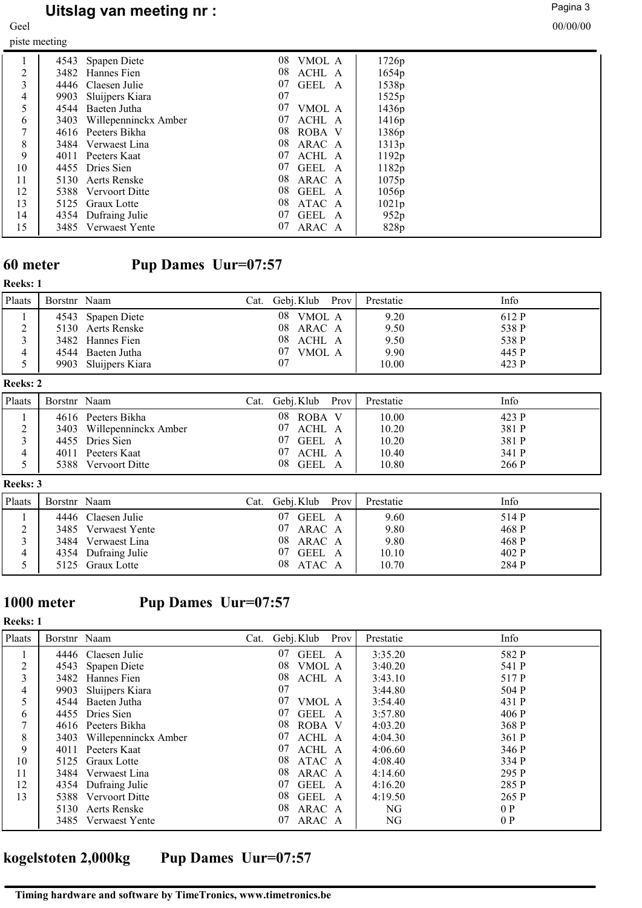# Uitslag van meeting nr :

Geel

piste meeting

| Plaats | Borstnr | Naam | Cat. | Gebj. | Klub | Prov | Prestatie | Info |
|---|---|---|---|---|---|---|---|---|
| 1 | 4543 | Spapen Diete | | 08 | VMOL | A | 1726p | |
| 2 | 3482 | Hannes Fien | | 08 | ACHL | A | 1654p | |
| 3 | 4446 | Claesen Julie | | 07 | GEEL | A | 1538p | |
| 4 | 9903 | Sluijpers Kiara | | 07 | | | 1525p | |
| 5 | 4544 | Baeten Jutha | | 07 | VMOL | A | 1436p | |
| 6 | 3403 | Willepenninckx Amber | | 07 | ACHL | A | 1416p | |
| 7 | 4616 | Peeters Bikha | | 08 | ROBA | V | 1386p | |
| 8 | 3484 | Verwaest Lina | | 08 | ARAC | A | 1313p | |
| 9 | 4011 | Peeters Kaat | | 07 | ACHL | A | 1192p | |
| 10 | 4455 | Dries Sien | | 07 | GEEL | A | 1182p | |
| 11 | 5130 | Aerts Renske | | 08 | ARAC | A | 1075p | |
| 12 | 5388 | Vervoort Ditte | | 08 | GEEL | A | 1056p | |
| 13 | 5125 | Graux Lotte | | 08 | ATAC | A | 1021p | |
| 14 | 4354 | Dufraing Julie | | 07 | GEEL | A | 952p | |
| 15 | 3485 | Verwaest Yente | | 07 | ARAC | A | 828p | |

## 60 meter Pup Dames Uur=07:57

**Reeks: 1**

| Plaats | Borstnr | Naam | Cat. | Gebj. | Klub | Prov | Prestatie | Info |
|---|---|---|---|---|---|---|---|---|
| 1 | 4543 | Spapen Diete | | 08 | VMOL | A | 9.20 | 612 P |
| 2 | 5130 | Aerts Renske | | 08 | ARAC | A | 9.50 | 538 P |
| 3 | 3482 | Hannes Fien | | 08 | ACHL | A | 9.50 | 538 P |
| 4 | 4544 | Baeten Jutha | | 07 | VMOL | A | 9.90 | 445 P |
| 5 | 9903 | Sluijpers Kiara | | 07 | | | 10.00 | 423 P |

**Reeks: 2**

| Plaats | Borstnr | Naam | Cat. | Gebj. | Klub | Prov | Prestatie | Info |
|---|---|---|---|---|---|---|---|---|
| 1 | 4616 | Peeters Bikha | | 08 | ROBA | V | 10.00 | 423 P |
| 2 | 3403 | Willepenninckx Amber | | 07 | ACHL | A | 10.20 | 381 P |
| 3 | 4455 | Dries Sien | | 07 | GEEL | A | 10.20 | 381 P |
| 4 | 4011 | Peeters Kaat | | 07 | ACHL | A | 10.40 | 341 P |
| 5 | 5388 | Vervoort Ditte | | 08 | GEEL | A | 10.80 | 266 P |

**Reeks: 3**

| Plaats | Borstnr | Naam | Cat. | Gebj. | Klub | Prov | Prestatie | Info |
|---|---|---|---|---|---|---|---|---|
| 1 | 4446 | Claesen Julie | | 07 | GEEL | A | 9.60 | 514 P |
| 2 | 3485 | Verwaest Yente | | 07 | ARAC | A | 9.80 | 468 P |
| 3 | 3484 | Verwaest Lina | | 08 | ARAC | A | 9.80 | 468 P |
| 4 | 4354 | Dufraing Julie | | 07 | GEEL | A | 10.10 | 402 P |
| 5 | 5125 | Graux Lotte | | 08 | ATAC | A | 10.70 | 284 P |

## 1000 meter Pup Dames Uur=07:57

**Reeks: 1**

| Plaats | Borstnr | Naam | Cat. | Gebj. | Klub | Prov | Prestatie | Info |
|---|---|---|---|---|---|---|---|---|
| 1 | 4446 | Claesen Julie | | 07 | GEEL | A | 3:35.20 | 582 P |
| 2 | 4543 | Spapen Diete | | 08 | VMOL | A | 3:40.20 | 541 P |
| 3 | 3482 | Hannes Fien | | 08 | ACHL | A | 3:43.10 | 517 P |
| 4 | 9903 | Sluijpers Kiara | | 07 | | | 3:44.80 | 504 P |
| 5 | 4544 | Baeten Jutha | | 07 | VMOL | A | 3:54.40 | 431 P |
| 6 | 4455 | Dries Sien | | 07 | GEEL | A | 3:57.80 | 406 P |
| 7 | 4616 | Peeters Bikha | | 08 | ROBA | V | 4:03.20 | 368 P |
| 8 | 3403 | Willepenninckx Amber | | 07 | ACHL | A | 4:04.30 | 361 P |
| 9 | 4011 | Peeters Kaat | | 07 | ACHL | A | 4:06.60 | 346 P |
| 10 | 5125 | Graux Lotte | | 08 | ATAC | A | 4:08.40 | 334 P |
| 11 | 3484 | Verwaest Lina | | 08 | ARAC | A | 4:14.60 | 295 P |
| 12 | 4354 | Dufraing Julie | | 07 | GEEL | A | 4:16.20 | 285 P |
| 13 | 5388 | Vervoort Ditte | | 08 | GEEL | A | 4:19.50 | 265 P |
| | 5130 | Aerts Renske | | 08 | ARAC | A | NG | 0 P |
| | 3485 | Verwaest Yente | | 07 | ARAC | A | NG | 0 P |

## kogelstoten 2,000kg Pup Dames Uur=07:57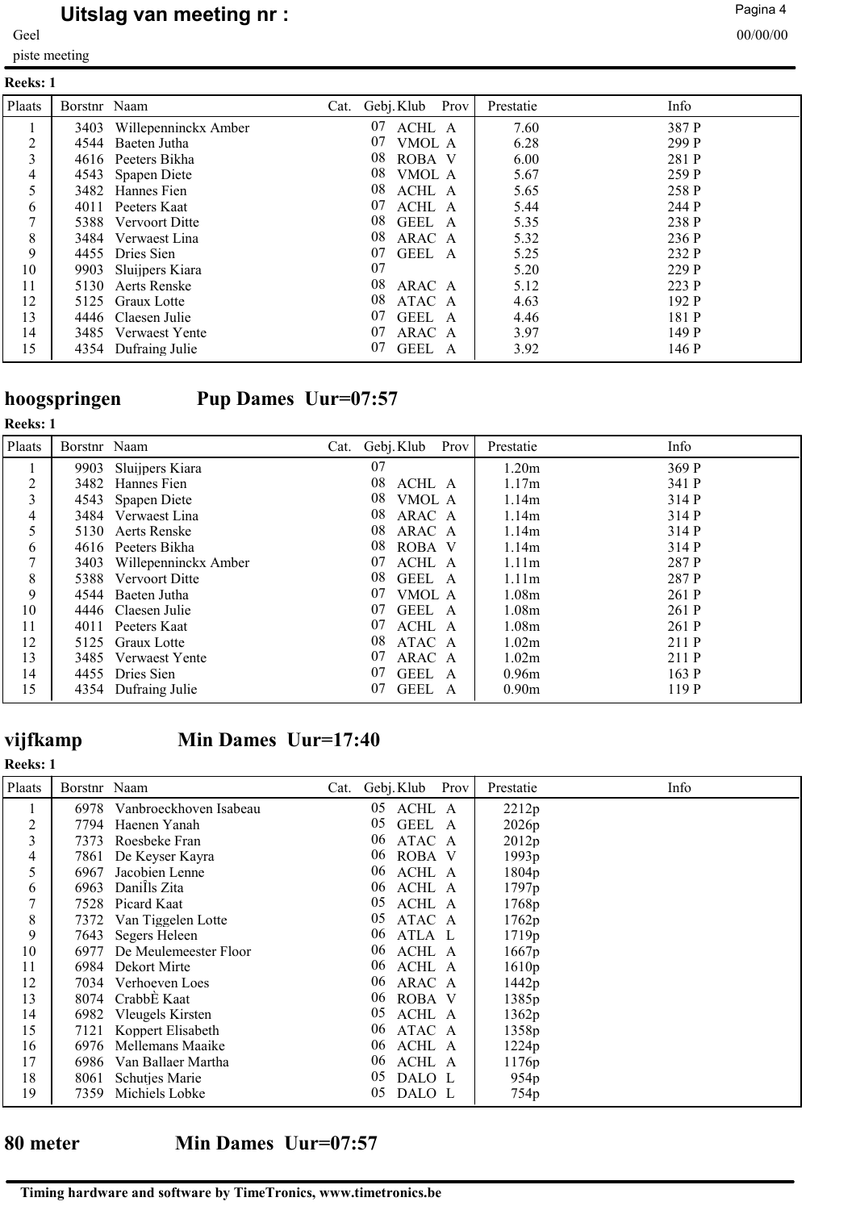# Uitslag van meeting nr :

Geel

piste meeting

**Reeks: 1**

| Plaats | Borstnr | Naam | Cat. | Gebj. | Klub | Prov | Prestatie | Info |
|---|---|---|---|---|---|---|---|---|
| 1 | 3403 | Willepenninckx Amber | | 07 | ACHL | A | 7.60 | 387 P |
| 2 | 4544 | Baeten Jutha | | 07 | VMOL | A | 6.28 | 299 P |
| 3 | 4616 | Peeters Bikha | | 08 | ROBA | V | 6.00 | 281 P |
| 4 | 4543 | Spapen Diete | | 08 | VMOL | A | 5.67 | 259 P |
| 5 | 3482 | Hannes Fien | | 08 | ACHL | A | 5.65 | 258 P |
| 6 | 4011 | Peeters Kaat | | 07 | ACHL | A | 5.44 | 244 P |
| 7 | 5388 | Vervoort Ditte | | 08 | GEEL | A | 5.35 | 238 P |
| 8 | 3484 | Verwaest Lina | | 08 | ARAC | A | 5.32 | 236 P |
| 9 | 4455 | Dries Sien | | 07 | GEEL | A | 5.25 | 232 P |
| 10 | 9903 | Sluijpers Kiara | | 07 | | | 5.20 | 229 P |
| 11 | 5130 | Aerts Renske | | 08 | ARAC | A | 5.12 | 223 P |
| 12 | 5125 | Graux Lotte | | 08 | ATAC | A | 4.63 | 192 P |
| 13 | 4446 | Claesen Julie | | 07 | GEEL | A | 4.46 | 181 P |
| 14 | 3485 | Verwaest Yente | | 07 | ARAC | A | 3.97 | 149 P |
| 15 | 4354 | Dufraing Julie | | 07 | GEEL | A | 3.92 | 146 P |

## hoogspringen Pup Dames Uur=07:57

**Reeks: 1**

| Plaats | Borstnr | Naam | Cat. | Gebj. | Klub | Prov | Prestatie | Info |
|---|---|---|---|---|---|---|---|---|
| 1 | 9903 | Sluijpers Kiara | | 07 | | | 1.20m | 369 P |
| 2 | 3482 | Hannes Fien | | 08 | ACHL | A | 1.17m | 341 P |
| 3 | 4543 | Spapen Diete | | 08 | VMOL | A | 1.14m | 314 P |
| 4 | 3484 | Verwaest Lina | | 08 | ARAC | A | 1.14m | 314 P |
| 5 | 5130 | Aerts Renske | | 08 | ARAC | A | 1.14m | 314 P |
| 6 | 4616 | Peeters Bikha | | 08 | ROBA | V | 1.14m | 314 P |
| 7 | 3403 | Willepenninckx Amber | | 07 | ACHL | A | 1.11m | 287 P |
| 8 | 5388 | Vervoort Ditte | | 08 | GEEL | A | 1.11m | 287 P |
| 9 | 4544 | Baeten Jutha | | 07 | VMOL | A | 1.08m | 261 P |
| 10 | 4446 | Claesen Julie | | 07 | GEEL | A | 1.08m | 261 P |
| 11 | 4011 | Peeters Kaat | | 07 | ACHL | A | 1.08m | 261 P |
| 12 | 5125 | Graux Lotte | | 08 | ATAC | A | 1.02m | 211 P |
| 13 | 3485 | Verwaest Yente | | 07 | ARAC | A | 1.02m | 211 P |
| 14 | 4455 | Dries Sien | | 07 | GEEL | A | 0.96m | 163 P |
| 15 | 4354 | Dufraing Julie | | 07 | GEEL | A | 0.90m | 119 P |

## vijfkamp Min Dames Uur=17:40

**Reeks: 1**

| Plaats | Borstnr | Naam | Cat. | Gebj. | Klub | Prov | Prestatie | Info |
|---|---|---|---|---|---|---|---|---|
| 1 | 6978 | Vanbroeckhoven Isabeau | | 05 | ACHL | A | 2212p | |
| 2 | 7794 | Haenen Yanah | | 05 | GEEL | A | 2026p | |
| 3 | 7373 | Roesbeke Fran | | 06 | ATAC | A | 2012p | |
| 4 | 7861 | De Keyser Kayra | | 06 | ROBA | V | 1993p | |
| 5 | 6967 | Jacobien Lenne | | 06 | ACHL | A | 1804p | |
| 6 | 6963 | DaniÌls Zita | | 06 | ACHL | A | 1797p | |
| 7 | 7528 | Picard Kaat | | 05 | ACHL | A | 1768p | |
| 8 | 7372 | Van Tiggelen Lotte | | 05 | ATAC | A | 1762p | |
| 9 | 7643 | Segers Heleen | | 06 | ATLA | L | 1719p | |
| 10 | 6977 | De Meulemeester Floor | | 06 | ACHL | A | 1667p | |
| 11 | 6984 | Dekort Mirte | | 06 | ACHL | A | 1610p | |
| 12 | 7034 | Verhoeven Loes | | 06 | ARAC | A | 1442p | |
| 13 | 8074 | CrabbÈ Kaat | | 06 | ROBA | V | 1385p | |
| 14 | 6982 | Vleugels Kirsten | | 05 | ACHL | A | 1362p | |
| 15 | 7121 | Koppert Elisabeth | | 06 | ATAC | A | 1358p | |
| 16 | 6976 | Mellemans Maaike | | 06 | ACHL | A | 1224p | |
| 17 | 6986 | Van Ballaer Martha | | 06 | ACHL | A | 1176p | |
| 18 | 8061 | Schutjes Marie | | 05 | DALO | L | 954p | |
| 19 | 7359 | Michiels Lobke | | 05 | DALO | L | 754p | |

## 80 meter Min Dames Uur=07:57

**Timing hardware and software by TimeTronics, www.timetronics.be**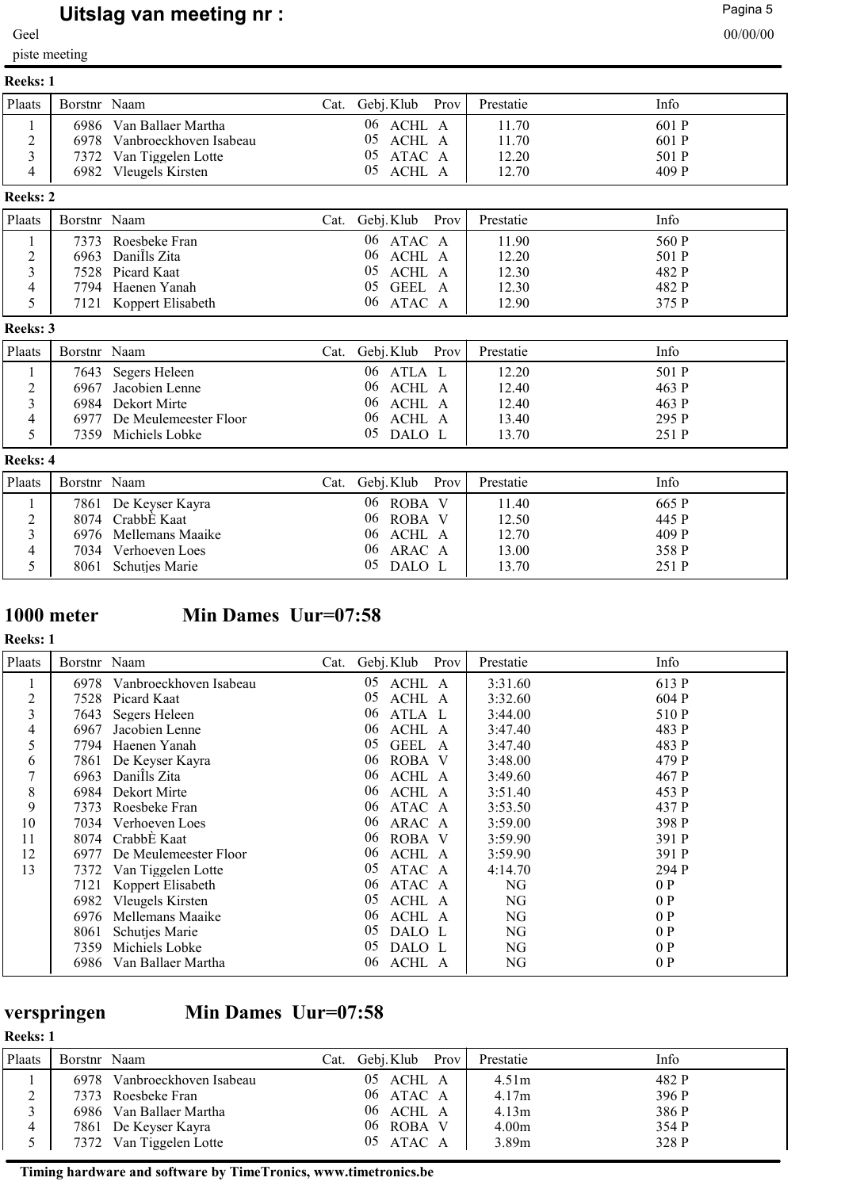## Uitslag van meeting nr :

Geel

piste meeting

00/00/00

**Reeks: 1**

| Plaats | Borstnr | Naam | Cat. | Gebj. | Klub | Prov | Prestatie | Info |
|---|---|---|---|---|---|---|---|---|
| 1 | 6986 | Van Ballaer Martha | | 06 | ACHL | A | 11.70 | 601 P |
| 2 | 6978 | Vanbroeckhoven Isabeau | | 05 | ACHL | A | 11.70 | 601 P |
| 3 | 7372 | Van Tiggelen Lotte | | 05 | ATAC | A | 12.20 | 501 P |
| 4 | 6982 | Vleugels Kirsten | | 05 | ACHL | A | 12.70 | 409 P |

**Reeks: 2**

| Plaats | Borstnr | Naam | Cat. | Gebj. | Klub | Prov | Prestatie | Info |
|---|---|---|---|---|---|---|---|---|
| 1 | 7373 | Roesbeke Fran | | 06 | ATAC | A | 11.90 | 560 P |
| 2 | 6963 | DaniÎls Zita | | 06 | ACHL | A | 12.20 | 501 P |
| 3 | 7528 | Picard Kaat | | 05 | ACHL | A | 12.30 | 482 P |
| 4 | 7794 | Haenen Yanah | | 05 | GEEL | A | 12.30 | 482 P |
| 5 | 7121 | Koppert Elisabeth | | 06 | ATAC | A | 12.90 | 375 P |

**Reeks: 3**

| Plaats | Borstnr | Naam | Cat. | Gebj. | Klub | Prov | Prestatie | Info |
|---|---|---|---|---|---|---|---|---|
| 1 | 7643 | Segers Heleen | | 06 | ATLA | L | 12.20 | 501 P |
| 2 | 6967 | Jacobien Lenne | | 06 | ACHL | A | 12.40 | 463 P |
| 3 | 6984 | Dekort Mirte | | 06 | ACHL | A | 12.40 | 463 P |
| 4 | 6977 | De Meulemeester Floor | | 06 | ACHL | A | 13.40 | 295 P |
| 5 | 7359 | Michiels Lobke | | 05 | DALO | L | 13.70 | 251 P |

**Reeks: 4**

| Plaats | Borstnr | Naam | Cat. | Gebj. | Klub | Prov | Prestatie | Info |
|---|---|---|---|---|---|---|---|---|
| 1 | 7861 | De Keyser Kayra | | 06 | ROBA | V | 11.40 | 665 P |
| 2 | 8074 | CrabbÈ Kaat | | 06 | ROBA | V | 12.50 | 445 P |
| 3 | 6976 | Mellemans Maaike | | 06 | ACHL | A | 12.70 | 409 P |
| 4 | 7034 | Verhoeven Loes | | 06 | ARAC | A | 13.00 | 358 P |
| 5 | 8061 | Schutjes Marie | | 05 | DALO | L | 13.70 | 251 P |

## 1000 meter Min Dames Uur=07:58

**Reeks: 1**

| Plaats | Borstnr | Naam | Cat. | Gebj. | Klub | Prov | Prestatie | Info |
|---|---|---|---|---|---|---|---|---|
| 1 | 6978 | Vanbroeckhoven Isabeau | | 05 | ACHL | A | 3:31.60 | 613 P |
| 2 | 7528 | Picard Kaat | | 05 | ACHL | A | 3:32.60 | 604 P |
| 3 | 7643 | Segers Heleen | | 06 | ATLA | L | 3:44.00 | 510 P |
| 4 | 6967 | Jacobien Lenne | | 06 | ACHL | A | 3:47.40 | 483 P |
| 5 | 7794 | Haenen Yanah | | 05 | GEEL | A | 3:47.40 | 483 P |
| 6 | 7861 | De Keyser Kayra | | 06 | ROBA | V | 3:48.00 | 479 P |
| 7 | 6963 | DaniÎls Zita | | 06 | ACHL | A | 3:49.60 | 467 P |
| 8 | 6984 | Dekort Mirte | | 06 | ACHL | A | 3:51.40 | 453 P |
| 9 | 7373 | Roesbeke Fran | | 06 | ATAC | A | 3:53.50 | 437 P |
| 10 | 7034 | Verhoeven Loes | | 06 | ARAC | A | 3:59.00 | 398 P |
| 11 | 8074 | CrabbÈ Kaat | | 06 | ROBA | V | 3:59.90 | 391 P |
| 12 | 6977 | De Meulemeester Floor | | 06 | ACHL | A | 3:59.90 | 391 P |
| 13 | 7372 | Van Tiggelen Lotte | | 05 | ATAC | A | 4:14.70 | 294 P |
| | 7121 | Koppert Elisabeth | | 06 | ATAC | A | NG | 0 P |
| | 6982 | Vleugels Kirsten | | 05 | ACHL | A | NG | 0 P |
| | 6976 | Mellemans Maaike | | 06 | ACHL | A | NG | 0 P |
| | 8061 | Schutjes Marie | | 05 | DALO | L | NG | 0 P |
| | 7359 | Michiels Lobke | | 05 | DALO | L | NG | 0 P |
| | 6986 | Van Ballaer Martha | | 06 | ACHL | A | NG | 0 P |

## verspringen Min Dames Uur=07:58

**Reeks: 1**

| Plaats | Borstnr | Naam | Cat. | Gebj. | Klub | Prov | Prestatie | Info |
|---|---|---|---|---|---|---|---|---|
| 1 | 6978 | Vanbroeckhoven Isabeau | | 05 | ACHL | A | 4.51m | 482 P |
| 2 | 7373 | Roesbeke Fran | | 06 | ATAC | A | 4.17m | 396 P |
| 3 | 6986 | Van Ballaer Martha | | 06 | ACHL | A | 4.13m | 386 P |
| 4 | 7861 | De Keyser Kayra | | 06 | ROBA | V | 4.00m | 354 P |
| 5 | 7372 | Van Tiggelen Lotte | | 05 | ATAC | A | 3.89m | 328 P |

**Timing hardware and software by TimeTronics, www.timetronics.be**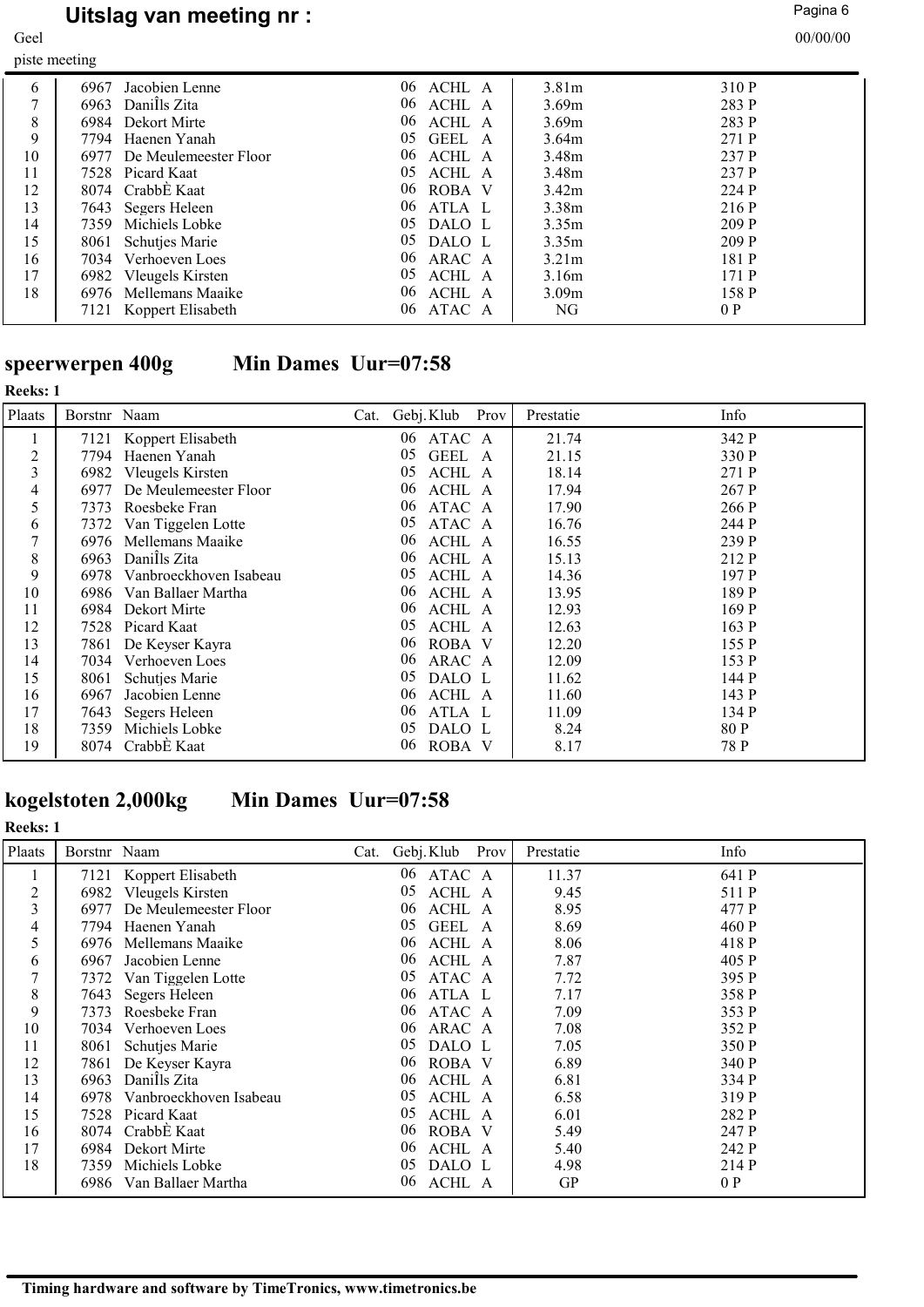| | | | | | | | | |
|---|---|---|---|---|---|---|---|---|
| 6 | 6967 | Jacobien Lenne | | 06 | ACHL | A | 3.81m | 310 P |
| 7 | 6963 | DaniÎls Zita | | 06 | ACHL | A | 3.69m | 283 P |
| 8 | 6984 | Dekort Mirte | | 06 | ACHL | A | 3.69m | 283 P |
| 9 | 7794 | Haenen Yanah | | 05 | GEEL | A | 3.64m | 271 P |
| 10 | 6977 | De Meulemeester Floor | | 06 | ACHL | A | 3.48m | 237 P |
| 11 | 7528 | Picard Kaat | | 05 | ACHL | A | 3.48m | 237 P |
| 12 | 8074 | CrabbÈ Kaat | | 06 | ROBA | V | 3.42m | 224 P |
| 13 | 7643 | Segers Heleen | | 06 | ATLA | L | 3.38m | 216 P |
| 14 | 7359 | Michiels Lobke | | 05 | DALO | L | 3.35m | 209 P |
| 15 | 8061 | Schutjes Marie | | 05 | DALO | L | 3.35m | 209 P |
| 16 | 7034 | Verhoeven Loes | | 06 | ARAC | A | 3.21m | 181 P |
| 17 | 6982 | Vleugels Kirsten | | 05 | ACHL | A | 3.16m | 171 P |
| 18 | 6976 | Mellemans Maaike | | 06 | ACHL | A | 3.09m | 158 P |
| | 7121 | Koppert Elisabeth | | 06 | ATAC | A | NG | 0 P |

## speerwerpen 400g Min Dames Uur=07:58

**Reeks: 1**

| Plaats | Borstnr | Naam | Cat. | Gebj. | Klub | Prov | Prestatie | Info |
|---|---|---|---|---|---|---|---|---|
| 1 | 7121 | Koppert Elisabeth | | 06 | ATAC | A | 21.74 | 342 P |
| 2 | 7794 | Haenen Yanah | | 05 | GEEL | A | 21.15 | 330 P |
| 3 | 6982 | Vleugels Kirsten | | 05 | ACHL | A | 18.14 | 271 P |
| 4 | 6977 | De Meulemeester Floor | | 06 | ACHL | A | 17.94 | 267 P |
| 5 | 7373 | Roesbeke Fran | | 06 | ATAC | A | 17.90 | 266 P |
| 6 | 7372 | Van Tiggelen Lotte | | 05 | ATAC | A | 16.76 | 244 P |
| 7 | 6976 | Mellemans Maaike | | 06 | ACHL | A | 16.55 | 239 P |
| 8 | 6963 | DaniÎls Zita | | 06 | ACHL | A | 15.13 | 212 P |
| 9 | 6978 | Vanbroeckhoven Isabeau | | 05 | ACHL | A | 14.36 | 197 P |
| 10 | 6986 | Van Ballaer Martha | | 06 | ACHL | A | 13.95 | 189 P |
| 11 | 6984 | Dekort Mirte | | 06 | ACHL | A | 12.93 | 169 P |
| 12 | 7528 | Picard Kaat | | 05 | ACHL | A | 12.63 | 163 P |
| 13 | 7861 | De Keyser Kayra | | 06 | ROBA | V | 12.20 | 155 P |
| 14 | 7034 | Verhoeven Loes | | 06 | ARAC | A | 12.09 | 153 P |
| 15 | 8061 | Schutjes Marie | | 05 | DALO | L | 11.62 | 144 P |
| 16 | 6967 | Jacobien Lenne | | 06 | ACHL | A | 11.60 | 143 P |
| 17 | 7643 | Segers Heleen | | 06 | ATLA | L | 11.09 | 134 P |
| 18 | 7359 | Michiels Lobke | | 05 | DALO | L | 8.24 | 80 P |
| 19 | 8074 | CrabbÈ Kaat | | 06 | ROBA | V | 8.17 | 78 P |

## kogelstoten 2,000kg Min Dames Uur=07:58

**Reeks: 1**

| Plaats | Borstnr | Naam | Cat. | Gebj. | Klub | Prov | Prestatie | Info |
|---|---|---|---|---|---|---|---|---|
| 1 | 7121 | Koppert Elisabeth | | 06 | ATAC | A | 11.37 | 641 P |
| 2 | 6982 | Vleugels Kirsten | | 05 | ACHL | A | 9.45 | 511 P |
| 3 | 6977 | De Meulemeester Floor | | 06 | ACHL | A | 8.95 | 477 P |
| 4 | 7794 | Haenen Yanah | | 05 | GEEL | A | 8.69 | 460 P |
| 5 | 6976 | Mellemans Maaike | | 06 | ACHL | A | 8.06 | 418 P |
| 6 | 6967 | Jacobien Lenne | | 06 | ACHL | A | 7.87 | 405 P |
| 7 | 7372 | Van Tiggelen Lotte | | 05 | ATAC | A | 7.72 | 395 P |
| 8 | 7643 | Segers Heleen | | 06 | ATLA | L | 7.17 | 358 P |
| 9 | 7373 | Roesbeke Fran | | 06 | ATAC | A | 7.09 | 353 P |
| 10 | 7034 | Verhoeven Loes | | 06 | ARAC | A | 7.08 | 352 P |
| 11 | 8061 | Schutjes Marie | | 05 | DALO | L | 7.05 | 350 P |
| 12 | 7861 | De Keyser Kayra | | 06 | ROBA | V | 6.89 | 340 P |
| 13 | 6963 | DaniÎls Zita | | 06 | ACHL | A | 6.81 | 334 P |
| 14 | 6978 | Vanbroeckhoven Isabeau | | 05 | ACHL | A | 6.58 | 319 P |
| 15 | 7528 | Picard Kaat | | 05 | ACHL | A | 6.01 | 282 P |
| 16 | 8074 | CrabbÈ Kaat | | 06 | ROBA | V | 5.49 | 247 P |
| 17 | 6984 | Dekort Mirte | | 06 | ACHL | A | 5.40 | 242 P |
| 18 | 7359 | Michiels Lobke | | 05 | DALO | L | 4.98 | 214 P |
| | 6986 | Van Ballaer Martha | | 06 | ACHL | A | GP | 0 P |